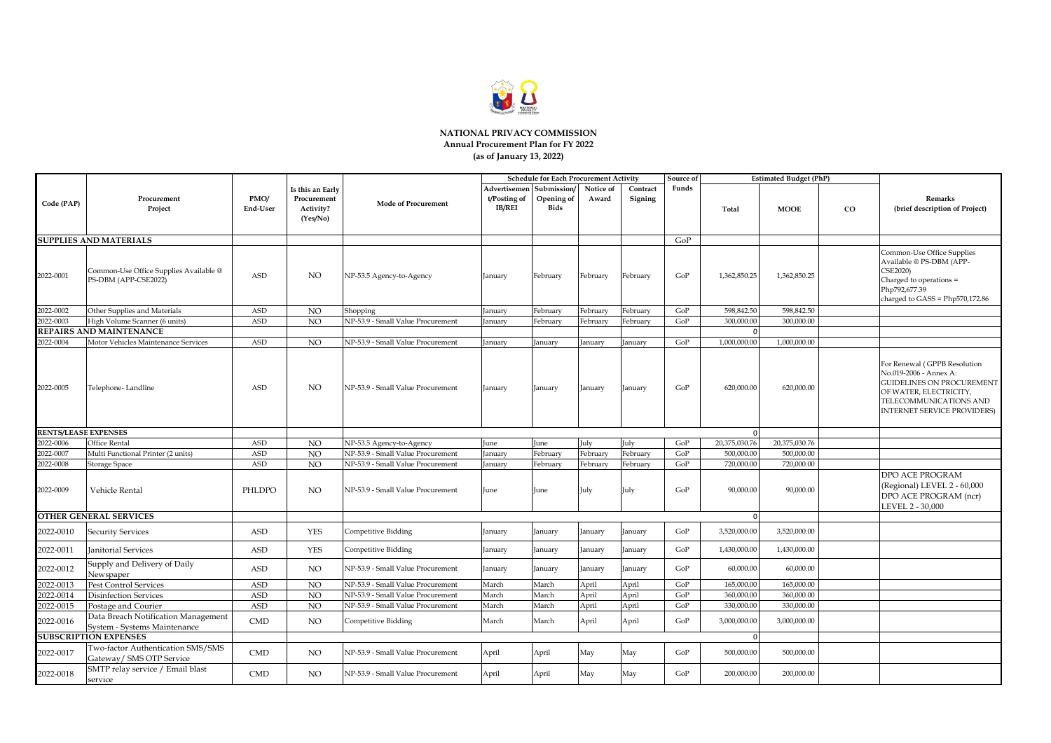**NATIONAL PRIVACY COMMISSION**
**Annual Procurement Plan for FY 2022**
**(as of January 13, 2022)**

| Code (PAP) | Procurement Project | PMO/ End-User | Is this an Early Procurement Activity? (Yes/No) | Mode of Procurement | Schedule for Each Procurement Activity | | | | Source of Funds | Estimated Budget (PhP) | | | Remarks (brief description of Project) |
|---|---|---|---|---|---|---|---|---|---|---|---|---|---|
| | | | | | Advertisement/Posting of IB/REI | Submission/ Opening of Bids | Notice of Award | Contract Signing | | Total | MOOE | CO | |
| **SUPPLIES AND MATERIALS** | | | | | | | | | GoP | | | | |
| 2022-0001 | Common-Use Office Supplies Available @ PS-DBM (APP-CSE2022) | ASD | NO | NP-53.5 Agency-to-Agency | January | February | February | February | GoP | 1,362,850.25 | 1,362,850.25 | | Common-Use Office Supplies Available @ PS-DBM (APP-CSE2020) Charged to operations = Php792,677.39 charged to GASS = Php570,172.86 |
| 2022-0002 | Other Supplies and Materials | ASD | NO | Shopping | January | February | February | February | GoP | 598,842.50 | 598,842.50 | | |
| 2022-0003 | High Volume Scanner (6 units) | ASD | NO | NP-53.9 - Small Value Procurement | January | February | February | February | GoP | 300,000.00 | 300,000.00 | | |
| **REPAIRS AND MAINTENANCE** | | | | | | | | | | 0 | | | |
| 2022-0004 | Motor Vehicles Maintenance Services | ASD | NO | NP-53.9 - Small Value Procurement | January | January | January | January | GoP | 1,000,000.00 | 1,000,000.00 | | |
| 2022-0005 | Telephone- Landline | ASD | NO | NP-53.9 - Small Value Procurement | January | January | January | January | GoP | 620,000.00 | 620,000.00 | | For Renewal ( GPPB Resolution No.019-2006 - Annex A: GUIDELINES ON PROCUREMENT OF WATER, ELECTRICITY, TELECOMMUNICATIONS AND INTERNET SERVICE PROVIDERS) |
| **RENTS/LEASE EXPENSES** | | | | | | | | | | 0 | | | |
| 2022-0006 | Office Rental | ASD | NO | NP-53.5 Agency-to-Agency | June | June | July | July | GoP | 20,375,030.76 | 20,375,030.76 | | |
| 2022-0007 | Multi Functional Printer (2 units) | ASD | NO | NP-53.9 - Small Value Procurement | January | February | February | February | GoP | 500,000.00 | 500,000.00 | | |
| 2022-0008 | Storage Space | ASD | NO | NP-53.9 - Small Value Procurement | January | February | February | February | GoP | 720,000.00 | 720,000.00 | | |
| 2022-0009 | Vehicle Rental | PHLDPO | NO | NP-53.9 - Small Value Procurement | June | June | July | July | GoP | 90,000.00 | 90,000.00 | | DPO ACE PROGRAM (Regional) LEVEL 2 - 60,000 DPO ACE PROGRAM (ncr) LEVEL 2 - 30,000 |
| **OTHER GENERAL SERVICES** | | | | | | | | | | 0 | | | |
| 2022-0010 | Security Services | ASD | YES | Competitive Bidding | January | January | January | January | GoP | 3,520,000.00 | 3,520,000.00 | | |
| 2022-0011 | Janitorial Services | ASD | YES | Competitive Bidding | January | January | January | January | GoP | 1,430,000.00 | 1,430,000.00 | | |
| 2022-0012 | Supply and Delivery of Daily Newspaper | ASD | NO | NP-53.9 - Small Value Procurement | January | January | January | January | GoP | 60,000.00 | 60,000.00 | | |
| 2022-0013 | Pest Control Services | ASD | NO | NP-53.9 - Small Value Procurement | March | March | April | April | GoP | 165,000.00 | 165,000.00 | | |
| 2022-0014 | Disinfection Services | ASD | NO | NP-53.9 - Small Value Procurement | March | March | April | April | GoP | 360,000.00 | 360,000.00 | | |
| 2022-0015 | Postage and Courier | ASD | NO | NP-53.9 - Small Value Procurement | March | March | April | April | GoP | 330,000.00 | 330,000.00 | | |
| 2022-0016 | Data Breach Notification Management System - Systems Maintenance | CMD | NO | Competitive Bidding | March | March | April | April | GoP | 3,000,000.00 | 3,000,000.00 | | |
| **SUBSCRIPTION EXPENSES** | | | | | | | | | | 0 | | | |
| 2022-0017 | Two-factor Authentication SMS/SMS Gateway/ SMS OTP Service | CMD | NO | NP-53.9 - Small Value Procurement | April | April | May | May | GoP | 500,000.00 | 500,000.00 | | |
| 2022-0018 | SMTP relay service / Email blast service | CMD | NO | NP-53.9 - Small Value Procurement | April | April | May | May | GoP | 200,000.00 | 200,000.00 | | |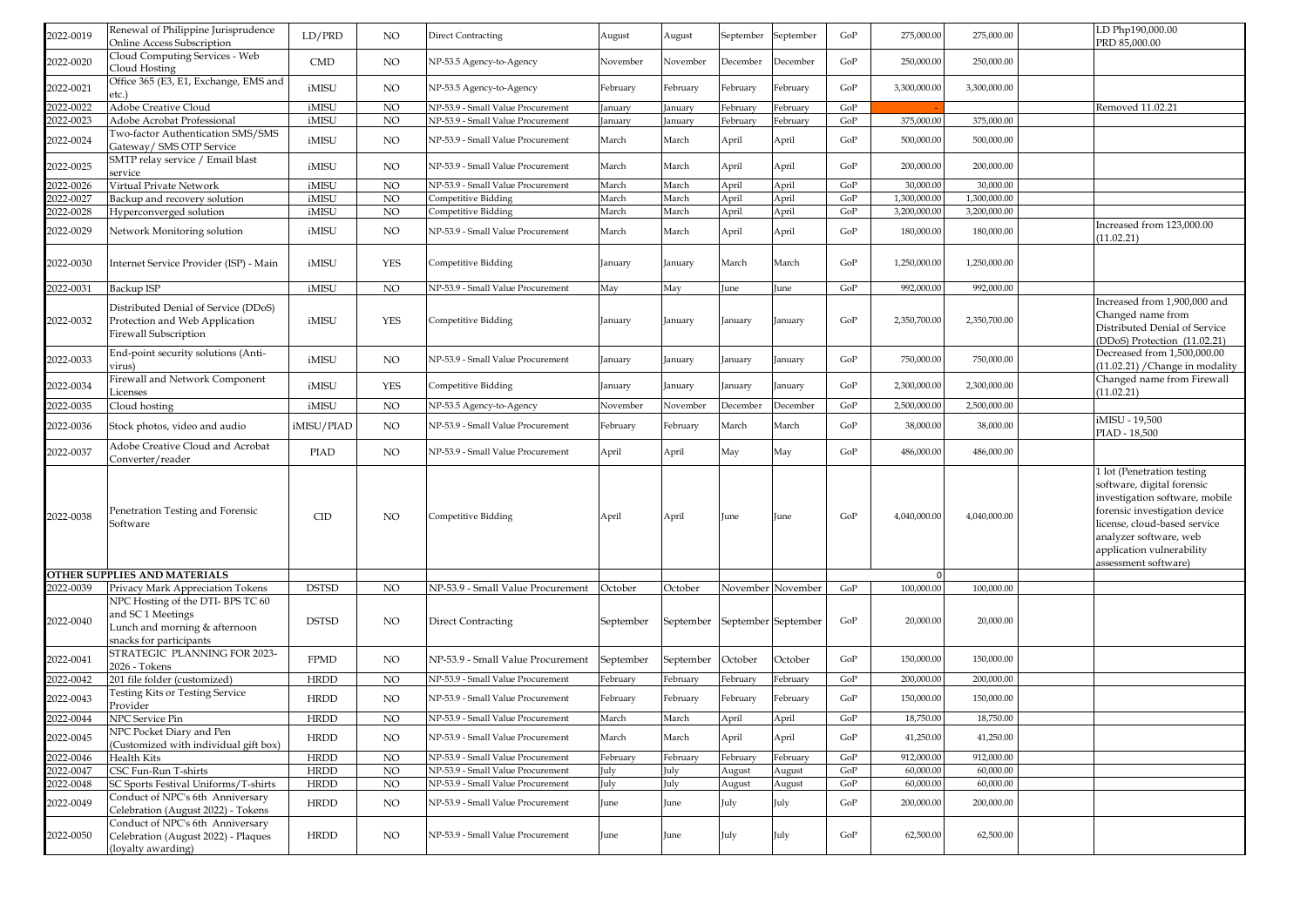| | | | | | | | | | | | | | |
|---|---|---|---|---|---|---|---|---|---|---|---|---|---|
| 2022-0019 | Renewal of Philippine Jurisprudence Online Access Subscription | LD/PRD | NO | Direct Contracting | August | August | September | September | GoP | 275,000.00 | 275,000.00 | | LD Php190,000.00 PRD 85,000.00 |
| 2022-0020 | Cloud Computing Services - Web Cloud Hosting | CMD | NO | NP-53.5 Agency-to-Agency | November | November | December | December | GoP | 250,000.00 | 250,000.00 | | |
| 2022-0021 | Office 365 (E3, E1, Exchange, EMS and etc.) | iMISU | NO | NP-53.5 Agency-to-Agency | February | February | February | February | GoP | 3,300,000.00 | 3,300,000.00 | | |
| 2022-0022 | Adobe Creative Cloud | iMISU | NO | NP-53.9 - Small Value Procurement | January | January | February | February | GoP | - | | | Removed 11.02.21 |
| 2022-0023 | Adobe Acrobat Professional | iMISU | NO | NP-53.9 - Small Value Procurement | January | January | February | February | GoP | 375,000.00 | 375,000.00 | | |
| 2022-0024 | Two-factor Authentication SMS/SMS Gateway/ SMS OTP Service | iMISU | NO | NP-53.9 - Small Value Procurement | March | March | April | April | GoP | 500,000.00 | 500,000.00 | | |
| 2022-0025 | SMTP relay service / Email blast service | iMISU | NO | NP-53.9 - Small Value Procurement | March | March | April | April | GoP | 200,000.00 | 200,000.00 | | |
| 2022-0026 | Virtual Private Network | iMISU | NO | NP-53.9 - Small Value Procurement | March | March | April | April | GoP | 30,000.00 | 30,000.00 | | |
| 2022-0027 | Backup and recovery solution | iMISU | NO | Competitive Bidding | March | March | April | April | GoP | 1,300,000.00 | 1,300,000.00 | | |
| 2022-0028 | Hyperconverged solution | iMISU | NO | Competitive Bidding | March | March | April | April | GoP | 3,200,000.00 | 3,200,000.00 | | |
| 2022-0029 | Network Monitoring solution | iMISU | NO | NP-53.9 - Small Value Procurement | March | March | April | April | GoP | 180,000.00 | 180,000.00 | | Increased from 123,000.00 (11.02.21) |
| 2022-0030 | Internet Service Provider (ISP) - Main | iMISU | YES | Competitive Bidding | January | January | March | March | GoP | 1,250,000.00 | 1,250,000.00 | | |
| 2022-0031 | Backup ISP | iMISU | NO | NP-53.9 - Small Value Procurement | May | May | June | June | GoP | 992,000.00 | 992,000.00 | | |
| 2022-0032 | Distributed Denial of Service (DDoS) Protection and Web Application Firewall Subscription | iMISU | YES | Competitive Bidding | January | January | January | January | GoP | 2,350,700.00 | 2,350,700.00 | | Increased from 1,900,000 and Changed name from Distributed Denial of Service (DDoS) Protection (11.02.21) |
| 2022-0033 | End-point security solutions (Anti-virus) | iMISU | NO | NP-53.9 - Small Value Procurement | January | January | January | January | GoP | 750,000.00 | 750,000.00 | | Decreased from 1,500,000.00 (11.02.21) /Change in modality |
| 2022-0034 | Firewall and Network Component Licenses | iMISU | YES | Competitive Bidding | January | January | January | January | GoP | 2,300,000.00 | 2,300,000.00 | | Changed name from Firewall (11.02.21) |
| 2022-0035 | Cloud hosting | iMISU | NO | NP-53.5 Agency-to-Agency | November | November | December | December | GoP | 2,500,000.00 | 2,500,000.00 | | |
| 2022-0036 | Stock photos, video and audio | iMISU/PIAD | NO | NP-53.9 - Small Value Procurement | February | February | March | March | GoP | 38,000.00 | 38,000.00 | | iMISU - 19,500 PIAD - 18,500 |
| 2022-0037 | Adobe Creative Cloud and Acrobat Converter/reader | PIAD | NO | NP-53.9 - Small Value Procurement | April | April | May | May | GoP | 486,000.00 | 486,000.00 | | |
| 2022-0038 | Penetration Testing and Forensic Software | CID | NO | Competitive Bidding | April | April | June | June | GoP | 4,040,000.00 | 4,040,000.00 | | 1 lot (Penetration testing software, digital forensic investigation software, mobile forensic investigation device license, cloud-based service analyzer software, web application vulnerability assessment software) |
| | **OTHER SUPPLIES AND MATERIALS** | | | | | | | | | 0 | | | |
| 2022-0039 | Privacy Mark Appreciation Tokens | DSTSD | NO | NP-53.9 - Small Value Procurement | October | October | November | November | GoP | 100,000.00 | 100,000.00 | | |
| 2022-0040 | NPC Hosting of the DTI- BPS TC 60 and SC 1 Meetings Lunch and morning & afternoon snacks for participants | DSTSD | NO | Direct Contracting | September | September | September | September | GoP | 20,000.00 | 20,000.00 | | |
| 2022-0041 | STRATEGIC PLANNING FOR 2023-2026 - Tokens | FPMD | NO | NP-53.9 - Small Value Procurement | September | September | October | October | GoP | 150,000.00 | 150,000.00 | | |
| 2022-0042 | 201 file folder (customized) | HRDD | NO | NP-53.9 - Small Value Procurement | February | February | February | February | GoP | 200,000.00 | 200,000.00 | | |
| 2022-0043 | Testing Kits or Testing Service Provider | HRDD | NO | NP-53.9 - Small Value Procurement | February | February | February | February | GoP | 150,000.00 | 150,000.00 | | |
| 2022-0044 | NPC Service Pin | HRDD | NO | NP-53.9 - Small Value Procurement | March | March | April | April | GoP | 18,750.00 | 18,750.00 | | |
| 2022-0045 | NPC Pocket Diary and Pen (Customized with individual gift box) | HRDD | NO | NP-53.9 - Small Value Procurement | March | March | April | April | GoP | 41,250.00 | 41,250.00 | | |
| 2022-0046 | Health Kits | HRDD | NO | NP-53.9 - Small Value Procurement | February | February | February | February | GoP | 912,000.00 | 912,000.00 | | |
| 2022-0047 | CSC Fun-Run T-shirts | HRDD | NO | NP-53.9 - Small Value Procurement | July | July | August | August | GoP | 60,000.00 | 60,000.00 | | |
| 2022-0048 | SC Sports Festival Uniforms/T-shirts | HRDD | NO | NP-53.9 - Small Value Procurement | July | July | August | August | GoP | 60,000.00 | 60,000.00 | | |
| 2022-0049 | Conduct of NPC's 6th Anniversary Celebration (August 2022) - Tokens | HRDD | NO | NP-53.9 - Small Value Procurement | June | June | July | July | GoP | 200,000.00 | 200,000.00 | | |
| 2022-0050 | Conduct of NPC's 6th Anniversary Celebration (August 2022) - Plaques (loyalty awarding) | HRDD | NO | NP-53.9 - Small Value Procurement | June | June | July | July | GoP | 62,500.00 | 62,500.00 | | |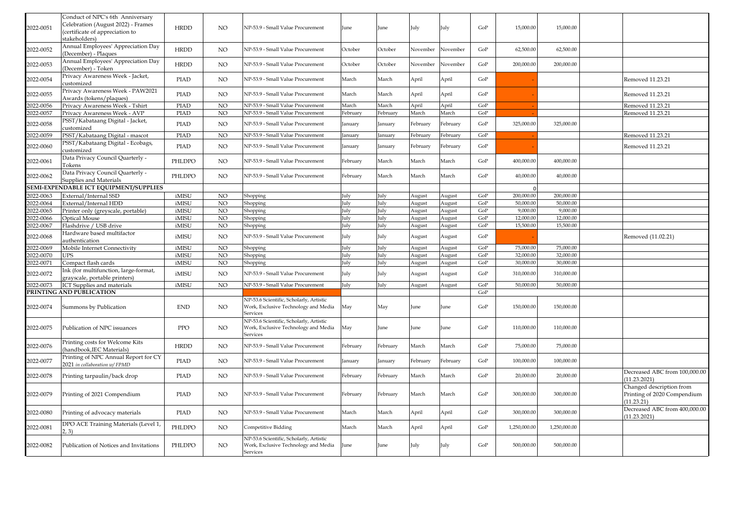| | | | | | | | | | | | | | |
|---|---|---|---|---|---|---|---|---|---|---|---|---|---|
| 2022-0051 | Conduct of NPC's 6th Anniversary Celebration (August 2022) - Frames (certificate of appreciation to stakeholders) | HRDD | NO | NP-53.9 - Small Value Procurement | June | June | July | July | GoP | 15,000.00 | 15,000.00 | | |
| 2022-0052 | Annual Employees' Appreciation Day (December) - Plaques | HRDD | NO | NP-53.9 - Small Value Procurement | October | October | November | November | GoP | 62,500.00 | 62,500.00 | | |
| 2022-0053 | Annual Employees' Appreciation Day (December) - Token | HRDD | NO | NP-53.9 - Small Value Procurement | October | October | November | November | GoP | 200,000.00 | 200,000.00 | | |
| 2022-0054 | Privacy Awareness Week - Jacket, customized | PIAD | NO | NP-53.9 - Small Value Procurement | March | March | April | April | GoP | - | | | Removed 11.23.21 |
| 2022-0055 | Privacy Awareness Week - PAW2021 Awards (tokens/plaques) | PIAD | NO | NP-53.9 - Small Value Procurement | March | March | April | April | GoP | - | | | Removed 11.23.21 |
| 2022-0056 | Privacy Awareness Week - Tshirt | PIAD | NO | NP-53.9 - Small Value Procurement | March | March | April | April | GoP | - | | | Removed 11.23.21 |
| 2022-0057 | Privacy Awareness Week - AVP | PIAD | NO | NP-53.9 - Small Value Procurement | February | February | March | March | GoP | - | | | Removed 11.23.21 |
| 2022-0058 | PSST/Kabataang Digital - Jacket, customized | PIAD | NO | NP-53.9 - Small Value Procurement | January | January | February | February | GoP | 325,000.00 | 325,000.00 | | |
| 2022-0059 | PSST/Kabataang Digital - mascot | PIAD | NO | NP-53.9 - Small Value Procurement | January | January | February | February | GoP | - | | | Removed 11.23.21 |
| 2022-0060 | PSST/Kabataang Digital - Ecobags, customized | PIAD | NO | NP-53.9 - Small Value Procurement | January | January | February | February | GoP | - | | | Removed 11.23.21 |
| 2022-0061 | Data Privacy Council Quarterly - Tokens | PHLDPO | NO | NP-53.9 - Small Value Procurement | February | March | March | March | GoP | 400,000.00 | 400,000.00 | | |
| 2022-0062 | Data Privacy Council Quarterly - Supplies and Materials | PHLDPO | NO | NP-53.9 - Small Value Procurement | February | March | March | March | GoP | 40,000.00 | 40,000.00 | | |
| **SEMI-EXPENDABLE ICT EQUIPMENT/SUPPLIES** | | | | | | | | | | 0 | | | |
| 2022-0063 | External/Internal SSD | iMISU | NO | Shopping | July | July | August | August | GoP | 200,000.00 | 200,000.00 | | |
| 2022-0064 | External/Internal HDD | iMISU | NO | Shopping | July | July | August | August | GoP | 50,000.00 | 50,000.00 | | |
| 2022-0065 | Printer only (greyscale, portable) | iMISU | NO | Shopping | July | July | August | August | GoP | 9,000.00 | 9,000.00 | | |
| 2022-0066 | Optical Mouse | iMISU | NO | Shopping | July | July | August | August | GoP | 12,000.00 | 12,000.00 | | |
| 2022-0067 | Flashdrive / USB drive | iMISU | NO | Shopping | July | July | August | August | GoP | 15,500.00 | 15,500.00 | | |
| 2022-0068 | Hardware based multifactor authentication | iMISU | NO | NP-53.9 - Small Value Procurement | July | July | August | August | GoP | - | | | Removed (11.02.21) |
| 2022-0069 | Mobile Internet Connectivity | iMISU | NO | Shopping | July | July | August | August | GoP | 75,000.00 | 75,000.00 | | |
| 2022-0070 | UPS | iMISU | NO | Shopping | July | July | August | August | GoP | 32,000.00 | 32,000.00 | | |
| 2022-0071 | Compact flash cards | iMISU | NO | Shopping | July | July | August | August | GoP | 30,000.00 | 30,000.00 | | |
| 2022-0072 | Ink (for multifunction, large-format, grayscale, portable printers) | iMISU | NO | NP-53.9 - Small Value Procurement | July | July | August | August | GoP | 310,000.00 | 310,000.00 | | |
| 2022-0073 | ICT Supplies and materials | iMISU | NO | NP-53.9 - Small Value Procurement | July | July | August | August | GoP | 50,000.00 | 50,000.00 | | |
| **PRINTING AND PUBLICATION** | | | | | | | | | GoP | | | | |
| 2022-0074 | Summons by Publication | END | NO | NP-53.6 Scientific, Scholarly, Artistic Work, Exclusive Technology and Media Services | May | May | June | June | GoP | 150,000.00 | 150,000.00 | | |
| 2022-0075 | Publication of NPC issuances | PPO | NO | NP-53.6 Scientific, Scholarly, Artistic Work, Exclusive Technology and Media Services | May | June | June | June | GoP | 110,000.00 | 110,000.00 | | |
| 2022-0076 | Printing costs for Welcome Kits (handbook,IEC Materials) | HRDD | NO | NP-53.9 - Small Value Procurement | February | February | March | March | GoP | 75,000.00 | 75,000.00 | | |
| 2022-0077 | Printing of NPC Annual Report for CY 2021 *in collaboration w/ FPMD* | PIAD | NO | NP-53.9 - Small Value Procurement | January | January | February | February | GoP | 100,000.00 | 100,000.00 | | |
| 2022-0078 | Printing tarpaulin/back drop | PIAD | NO | NP-53.9 - Small Value Procurement | February | February | March | March | GoP | 20,000.00 | 20,000.00 | | Decreased ABC from 100,000.00 (11.23.2021) |
| 2022-0079 | Printing of 2021 Compendium | PIAD | NO | NP-53.9 - Small Value Procurement | February | February | March | March | GoP | 300,000.00 | 300,000.00 | | Changed description from Printing of 2020 Compendium (11.23.21) |
| 2022-0080 | Printing of advocacy materials | PIAD | NO | NP-53.9 - Small Value Procurement | March | March | April | April | GoP | 300,000.00 | 300,000.00 | | Decreased ABC from 400,000.00 (11.23.2021) |
| 2022-0081 | DPO ACE Training Materials (Level 1, 2, 3) | PHLDPO | NO | Competitive Bidding | March | March | April | April | GoP | 1,250,000.00 | 1,250,000.00 | | |
| 2022-0082 | Publication of Notices and Invitations | PHLDPO | NO | NP-53.6 Scientific, Scholarly, Artistic Work, Exclusive Technology and Media Services | June | June | July | July | GoP | 500,000.00 | 500,000.00 | | |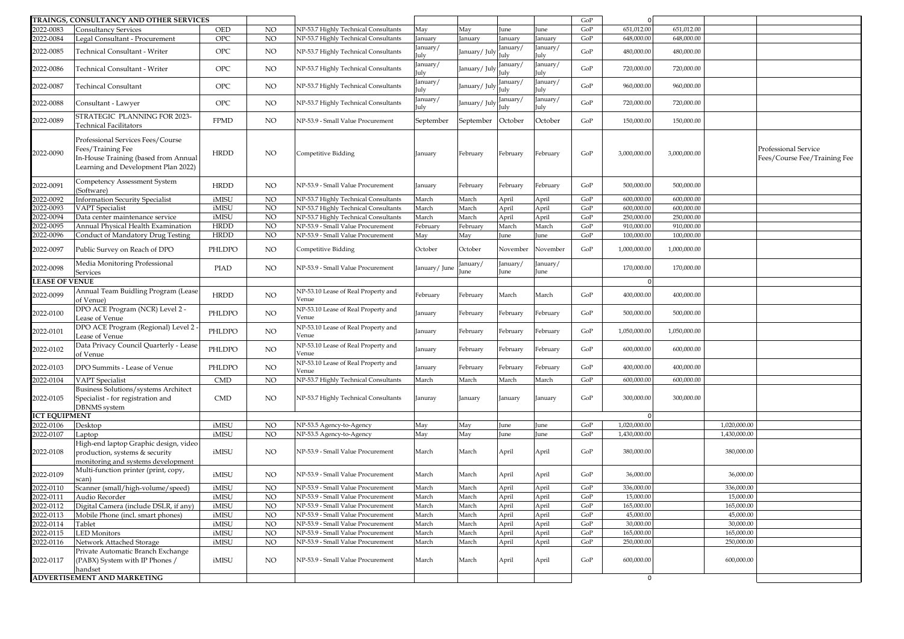| | TRAINGS, CONSULTANCY AND OTHER SERVICES | | | | | | | | GoP | 0 | | | |
|---|---|---|---|---|---|---|---|---|---|---|---|---|---|
| 2022-0083 | Consultancy Services | OED | NO | NP-53.7 Highly Technical Consultants | May | May | June | June | GoP | 651,012.00 | 651,012.00 | | |
| 2022-0084 | Legal Consultant - Procurement | OPC | NO | NP-53.7 Highly Technical Consultants | January | January | January | January | GoP | 648,000.00 | 648,000.00 | | |
| 2022-0085 | Technical Consultant - Writer | OPC | NO | NP-53.7 Highly Technical Consultants | January/ July | January/ July | January/ July | January/ July | GoP | 480,000.00 | 480,000.00 | | |
| 2022-0086 | Technical Consultant - Writer | OPC | NO | NP-53.7 Highly Technical Consultants | January/ July | January/ July | January/ July | January/ July | GoP | 720,000.00 | 720,000.00 | | |
| 2022-0087 | Techincal Consultant | OPC | NO | NP-53.7 Highly Technical Consultants | January/ July | January/ July | January/ July | January/ July | GoP | 960,000.00 | 960,000.00 | | |
| 2022-0088 | Consultant - Lawyer | OPC | NO | NP-53.7 Highly Technical Consultants | January/ July | January/ July | January/ July | January/ July | GoP | 720,000.00 | 720,000.00 | | |
| 2022-0089 | STRATEGIC PLANNING FOR 2023- Technical Facilitators | FPMD | NO | NP-53.9 - Small Value Procurement | September | September | October | October | GoP | 150,000.00 | 150,000.00 | | |
| 2022-0090 | Professional Services Fees/Course Fees/Training Fee In-House Training (based from Annual Learning and Development Plan 2022) | HRDD | NO | Competitive Bidding | January | February | February | February | GoP | 3,000,000.00 | 3,000,000.00 | | Professional Service Fees/Course Fee/Training Fee |
| 2022-0091 | Competency Assessment System (Software) | HRDD | NO | NP-53.9 - Small Value Procurement | January | February | February | February | GoP | 500,000.00 | 500,000.00 | | |
| 2022-0092 | Information Security Specialist | iMISU | NO | NP-53.7 Highly Technical Consultants | March | March | April | April | GoP | 600,000.00 | 600,000.00 | | |
| 2022-0093 | VAPT Specialist | iMISU | NO | NP-53.7 Highly Technical Consultants | March | March | April | April | GoP | 600,000.00 | 600,000.00 | | |
| 2022-0094 | Data center maintenance service | iMISU | NO | NP-53.7 Highly Technical Consultants | March | March | April | April | GoP | 250,000.00 | 250,000.00 | | |
| 2022-0095 | Annual Physical Health Examination | HRDD | NO | NP-53.9 - Small Value Procurement | February | February | March | March | GoP | 910,000.00 | 910,000.00 | | |
| 2022-0096 | Conduct of Mandatory Drug Testing | HRDD | NO | NP-53.9 - Small Value Procurement | May | May | June | June | GoP | 100,000.00 | 100,000.00 | | |
| 2022-0097 | Public Survey on Reach of DPO | PHLDPO | NO | Competitive Bidding | October | October | November | November | GoP | 1,000,000.00 | 1,000,000.00 | | |
| 2022-0098 | Media Monitoring Professional Services | PIAD | NO | NP-53.9 - Small Value Procurement | January/ June | January/ June | January/ June | January/ June | | 170,000.00 | 170,000.00 | | |
| LEASE OF VENUE | | | | | | | | | | 0 | | | |
| 2022-0099 | Annual Team Buidling Program (Lease of Venue) | HRDD | NO | NP-53.10 Lease of Real Property and Venue | February | February | March | March | GoP | 400,000.00 | 400,000.00 | | |
| 2022-0100 | DPO ACE Program (NCR) Level 2 - Lease of Venue | PHLDPO | NO | NP-53.10 Lease of Real Property and Venue | January | February | February | February | GoP | 500,000.00 | 500,000.00 | | |
| 2022-0101 | DPO ACE Program (Regional) Level 2 - Lease of Venue | PHLDPO | NO | NP-53.10 Lease of Real Property and Venue | January | February | February | February | GoP | 1,050,000.00 | 1,050,000.00 | | |
| 2022-0102 | Data Privacy Council Quarterly - Lease of Venue | PHLDPO | NO | NP-53.10 Lease of Real Property and Venue | January | February | February | February | GoP | 600,000.00 | 600,000.00 | | |
| 2022-0103 | DPO Summits - Lease of Venue | PHLDPO | NO | NP-53.10 Lease of Real Property and Venue | January | February | February | February | GoP | 400,000.00 | 400,000.00 | | |
| 2022-0104 | VAPT Specialist | CMD | NO | NP-53.7 Highly Technical Consultants | March | March | March | March | GoP | 600,000.00 | 600,000.00 | | |
| 2022-0105 | Business Solutions/systems Architect Specialist - for registration and DBNMS system | CMD | NO | NP-53.7 Highly Technical Consultants | Januray | January | January | January | GoP | 300,000.00 | 300,000.00 | | |
| ICT EQUIPMENT | | | | | | | | | | 0 | | | |
| 2022-0106 | Desktop | iMISU | NO | NP-53.5 Agency-to-Agency | May | May | June | June | GoP | 1,020,000.00 | | 1,020,000.00 | |
| 2022-0107 | Laptop | iMISU | NO | NP-53.5 Agency-to-Agency | May | May | June | June | GoP | 1,430,000.00 | | 1,430,000.00 | |
| 2022-0108 | High-end laptop Graphic design, video production, systems & security monitoring and systems development | iMISU | NO | NP-53.9 - Small Value Procurement | March | March | April | April | GoP | 380,000.00 | | 380,000.00 | |
| 2022-0109 | Multi-function printer (print, copy, scan) | iMISU | NO | NP-53.9 - Small Value Procurement | March | March | April | April | GoP | 36,000.00 | | 36,000.00 | |
| 2022-0110 | Scanner (small/high-volume/speed) | iMISU | NO | NP-53.9 - Small Value Procurement | March | March | April | April | GoP | 336,000.00 | | 336,000.00 | |
| 2022-0111 | Audio Recorder | iMISU | NO | NP-53.9 - Small Value Procurement | March | March | April | April | GoP | 15,000.00 | | 15,000.00 | |
| 2022-0112 | Digital Camera (include DSLR, if any) | iMISU | NO | NP-53.9 - Small Value Procurement | March | March | April | April | GoP | 165,000.00 | | 165,000.00 | |
| 2022-0113 | Mobile Phone (incl. smart phones) | iMISU | NO | NP-53.9 - Small Value Procurement | March | March | April | April | GoP | 45,000.00 | | 45,000.00 | |
| 2022-0114 | Tablet | iMISU | NO | NP-53.9 - Small Value Procurement | March | March | April | April | GoP | 30,000.00 | | 30,000.00 | |
| 2022-0115 | LED Monitors | iMISU | NO | NP-53.9 - Small Value Procurement | March | March | April | April | GoP | 165,000.00 | | 165,000.00 | |
| 2022-0116 | Network Attached Storage | iMISU | NO | NP-53.9 - Small Value Procurement | March | March | April | April | GoP | 250,000.00 | | 250,000.00 | |
| 2022-0117 | Private Automatic Branch Exchange (PABX) System with IP Phones / handset | iMISU | NO | NP-53.9 - Small Value Procurement | March | March | April | April | GoP | 600,000.00 | | 600,000.00 | |
| | ADVERTISEMENT AND MARKETING | | | | | | | | | 0 | | | |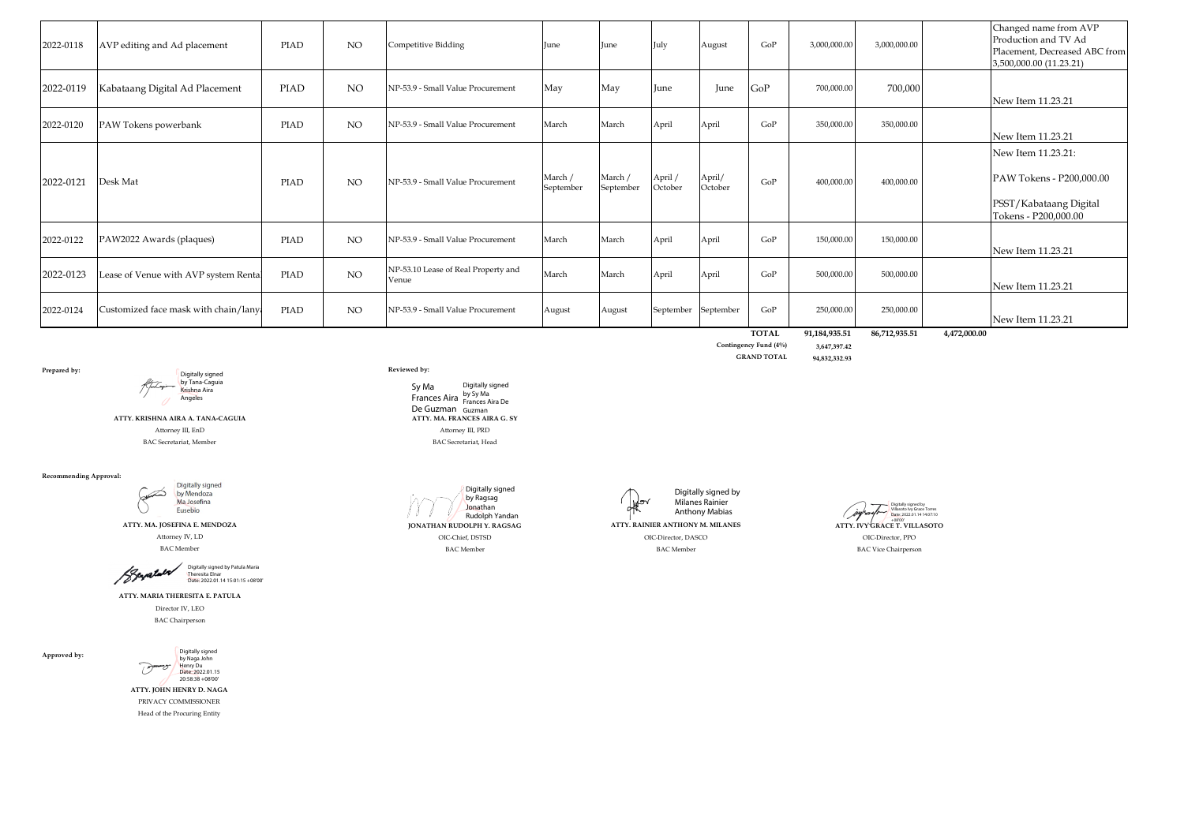| | | | | | | | | | | | | | |
|---|---|---|---|---|---|---|---|---|---|---|---|---|---|
| 2022-0118 | AVP editing and Ad placement | PIAD | NO | Competitive Bidding | June | June | July | August | GoP | 3,000,000.00 | 3,000,000.00 | | Changed name from AVP Production and TV Ad Placement, Decreased ABC from 3,500,000.00 (11.23.21) |
| 2022-0119 | Kabataang Digital Ad Placement | PIAD | NO | NP-53.9 - Small Value Procurement | May | May | June | June | GoP | 700,000.00 | 700,000 | | New Item 11.23.21 |
| 2022-0120 | PAW Tokens powerbank | PIAD | NO | NP-53.9 - Small Value Procurement | March | March | April | April | GoP | 350,000.00 | 350,000.00 | | New Item 11.23.21 |
| 2022-0121 | Desk Mat | PIAD | NO | NP-53.9 - Small Value Procurement | March / September | March / September | April / October | April/ October | GoP | 400,000.00 | 400,000.00 | | New Item 11.23.21: PAW Tokens - P200,000.00 PSST/Kabataang Digital Tokens - P200,000.00 |
| 2022-0122 | PAW2022 Awards (plaques) | PIAD | NO | NP-53.9 - Small Value Procurement | March | March | April | April | GoP | 150,000.00 | 150,000.00 | | New Item 11.23.21 |
| 2022-0123 | Lease of Venue with AVP system Rental | PIAD | NO | NP-53.10 Lease of Real Property and Venue | March | March | April | April | GoP | 500,000.00 | 500,000.00 | | New Item 11.23.21 |
| 2022-0124 | Customized face mask with chain/lanyard | PIAD | NO | NP-53.9 - Small Value Procurement | August | August | September | September | GoP | 250,000.00 | 250,000.00 | | New Item 11.23.21 |
| | | | | | | | | | **TOTAL** | **91,184,935.51** | **86,712,935.51** | **4,472,000.00** | |
| | | | | | | | | | **Contingency Fund (4%)** | **3,647,397.42** | | | |
| | | | | | | | | | **GRAND TOTAL** | **94,832,332.93** | | | |

**Prepared by:**

Digitally signed by Tana-Caguia Krishna Aira Angeles

**ATTY. KRISHNA AIRA A. TANA-CAGUIA**
Attorney III, EnD
BAC Secretariat, Member

**Reviewed by:**

Sy Ma Frances Aira De Guzman — Digitally signed by Sy Ma Frances Aira De Guzman

**ATTY. MA. FRANCES AIRA G. SY**
Attorney III, PRD
BAC Secretariat, Head

**Recommending Approval:**

Digitally signed by Mendoza Ma Josefina Eusebio

**ATTY. MA. JOSEFINA E. MENDOZA**
Attorney IV, LD
BAC Member

Digitally signed by Ragsag Jonathan Rudolph Yandan

**JONATHAN RUDOLPH Y. RAGSAG**
OIC-Chief, DSTSD
BAC Member

Digitally signed by Milanes Rainier Anthony Mabias

**ATTY. RAINIER ANTHONY M. MILANES**
OIC-Director, DASCO
BAC Member

Digitally signed by Villasoto Ivy Grace Torres Date: 2022.01.14 14:07:10 +08'00'

**ATTY. IVY GRACE T. VILLASOTO**
OIC-Director, PPO
BAC Vice Chairperson

Digitally signed by Patula Maria Theresita Elnar Date: 2022.01.14 15:01:15 +08'00'

**ATTY. MARIA THERESITA E. PATULA**
Director IV, LEO
BAC Chairperson

**Approved by:**

Digitally signed by Naga John Henry Du Date: 2022.01.15 20:58:38 +08'00'

**ATTY. JOHN HENRY D. NAGA**
PRIVACY COMMISSIONER
Head of the Procuring Entity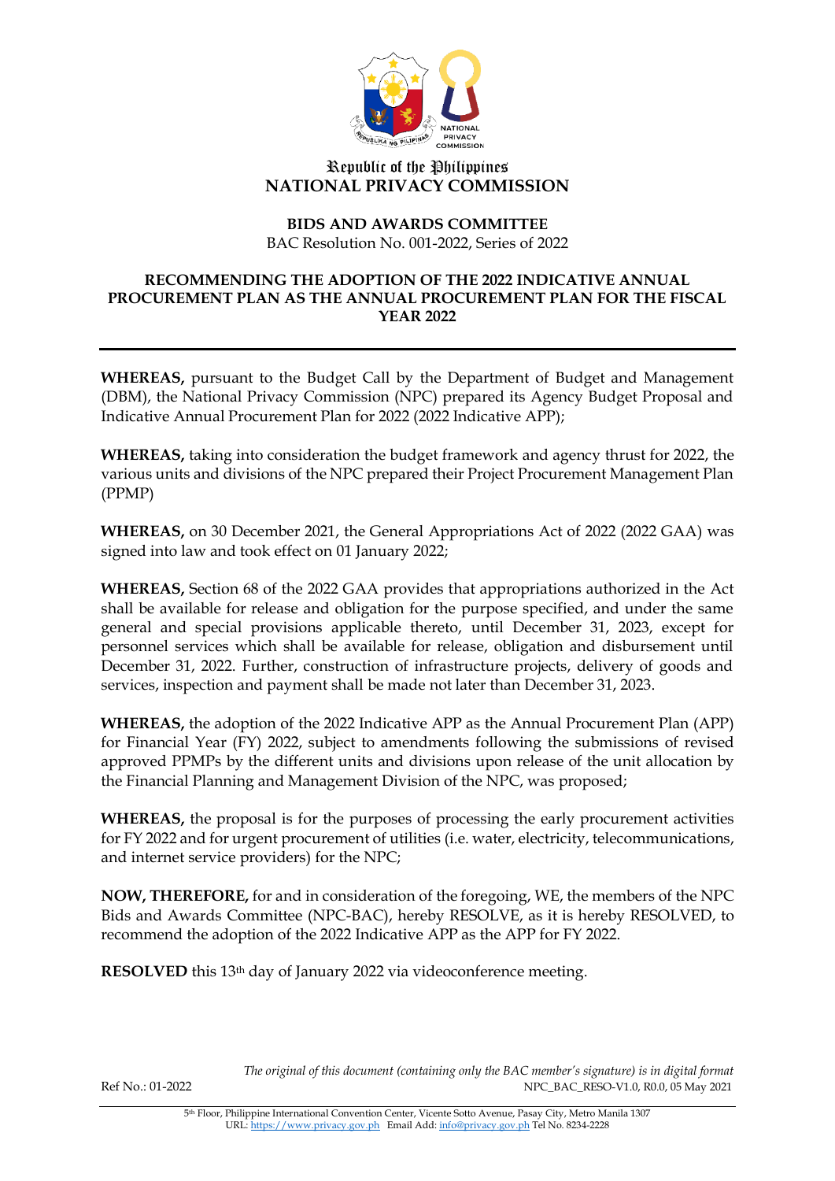Republic of the Philippines
**NATIONAL PRIVACY COMMISSION**

**BIDS AND AWARDS COMMITTEE**
BAC Resolution No. 001-2022, Series of 2022

## RECOMMENDING THE ADOPTION OF THE 2022 INDICATIVE ANNUAL PROCUREMENT PLAN AS THE ANNUAL PROCUREMENT PLAN FOR THE FISCAL YEAR 2022

---

**WHEREAS,** pursuant to the Budget Call by the Department of Budget and Management (DBM), the National Privacy Commission (NPC) prepared its Agency Budget Proposal and Indicative Annual Procurement Plan for 2022 (2022 Indicative APP);

**WHEREAS,** taking into consideration the budget framework and agency thrust for 2022, the various units and divisions of the NPC prepared their Project Procurement Management Plan (PPMP)

**WHEREAS,** on 30 December 2021, the General Appropriations Act of 2022 (2022 GAA) was signed into law and took effect on 01 January 2022;

**WHEREAS,** Section 68 of the 2022 GAA provides that appropriations authorized in the Act shall be available for release and obligation for the purpose specified, and under the same general and special provisions applicable thereto, until December 31, 2023, except for personnel services which shall be available for release, obligation and disbursement until December 31, 2022. Further, construction of infrastructure projects, delivery of goods and services, inspection and payment shall be made not later than December 31, 2023.

**WHEREAS,** the adoption of the 2022 Indicative APP as the Annual Procurement Plan (APP) for Financial Year (FY) 2022, subject to amendments following the submissions of revised approved PPMPs by the different units and divisions upon release of the unit allocation by the Financial Planning and Management Division of the NPC, was proposed;

**WHEREAS,** the proposal is for the purposes of processing the early procurement activities for FY 2022 and for urgent procurement of utilities (i.e. water, electricity, telecommunications, and internet service providers) for the NPC;

**NOW, THEREFORE,** for and in consideration of the foregoing, WE, the members of the NPC Bids and Awards Committee (NPC-BAC), hereby RESOLVE, as it is hereby RESOLVED, to recommend the adoption of the 2022 Indicative APP as the APP for FY 2022.

**RESOLVED** this 13th day of January 2022 via videoconference meeting.

*The original of this document (containing only the BAC member's signature) is in digital format*

Ref No.: 01-2022

NPC_BAC_RESO-V1.0, R0.0, 05 May 2021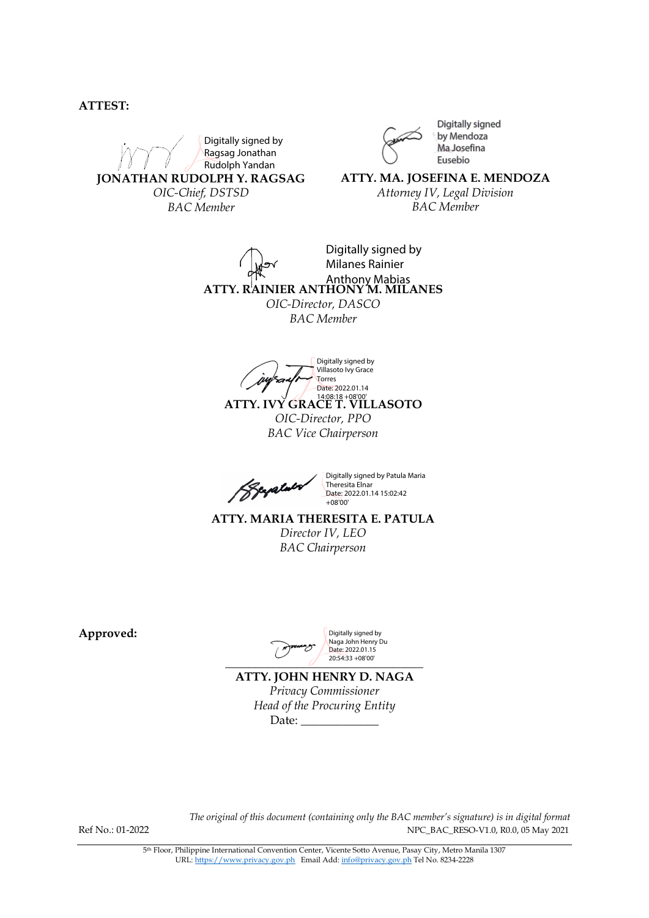**ATTEST:**

Digitally signed by Ragsag Jonathan Rudolph Yandan

**JONATHAN RUDOLPH Y. RAGSAG**
*OIC-Chief, DSTSD*
*BAC Member*

Digitally signed by Mendoza Ma Josefina Eusebio

**ATTY. MA. JOSEFINA E. MENDOZA**
*Attorney IV, Legal Division*
*BAC Member*

Digitally signed by Milanes Rainier Anthony Mabias

**ATTY. RAINIER ANTHONY M. MILANES**
*OIC-Director, DASCO*
*BAC Member*

Digitally signed by Villasoto Ivy Grace Torres
Date: 2022.01.14 14:08:18 +08'00'

**ATTY. IVY GRACE T. VILLASOTO**
*OIC-Director, PPO*
*BAC Vice Chairperson*

Digitally signed by Patula Maria Theresita Elnar
Date: 2022.01.14 15:02:42 +08'00'

**ATTY. MARIA THERESITA E. PATULA**
*Director IV, LEO*
*BAC Chairperson*

**Approved:**

Digitally signed by Naga John Henry Du
Date: 2022.01.15 20:54:33 +08'00'

**ATTY. JOHN HENRY D. NAGA**
*Privacy Commissioner*
*Head of the Procuring Entity*
Date: _____________

*The original of this document (containing only the BAC member's signature) is in digital format*

Ref No.: 01-2022 NPC_BAC_RESO-V1.0, R0.0, 05 May 2021

5th Floor, Philippine International Convention Center, Vicente Sotto Avenue, Pasay City, Metro Manila 1307
URL: https://www.privacy.gov.ph Email Add: info@privacy.gov.ph Tel No. 8234-2228